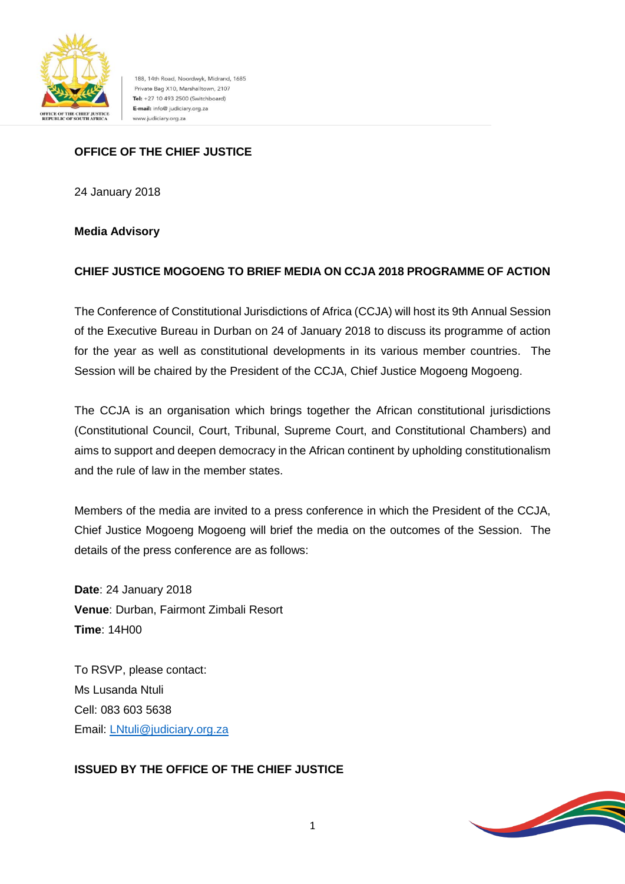188, 14th Road, Noordwyk, Midrand, 1685
Private Bag X10, Marshalltown, 2107
**Tel:** +27 10 493 2500 (Switchboard)
**E-mail:** info@ judiciary.org.za
www.judiciary.org.za

OFFICE OF THE CHIEF JUSTICE
REPUBLIC OF SOUTH AFRICA

**OFFICE OF THE CHIEF JUSTICE**

24 January 2018

**Media Advisory**

**CHIEF JUSTICE MOGOENG TO BRIEF MEDIA ON CCJA 2018 PROGRAMME OF ACTION**

The Conference of Constitutional Jurisdictions of Africa (CCJA) will host its 9th Annual Session of the Executive Bureau in Durban on 24 of January 2018 to discuss its programme of action for the year as well as constitutional developments in its various member countries. The Session will be chaired by the President of the CCJA, Chief Justice Mogoeng Mogoeng.

The CCJA is an organisation which brings together the African constitutional jurisdictions (Constitutional Council, Court, Tribunal, Supreme Court, and Constitutional Chambers) and aims to support and deepen democracy in the African continent by upholding constitutionalism and the rule of law in the member states.

Members of the media are invited to a press conference in which the President of the CCJA, Chief Justice Mogoeng Mogoeng will brief the media on the outcomes of the Session. The details of the press conference are as follows:

**Date**: 24 January 2018
**Venue**: Durban, Fairmont Zimbali Resort
**Time**: 14H00

To RSVP, please contact:
Ms Lusanda Ntuli
Cell: 083 603 5638
Email: LNtuli@judiciary.org.za

**ISSUED BY THE OFFICE OF THE CHIEF JUSTICE**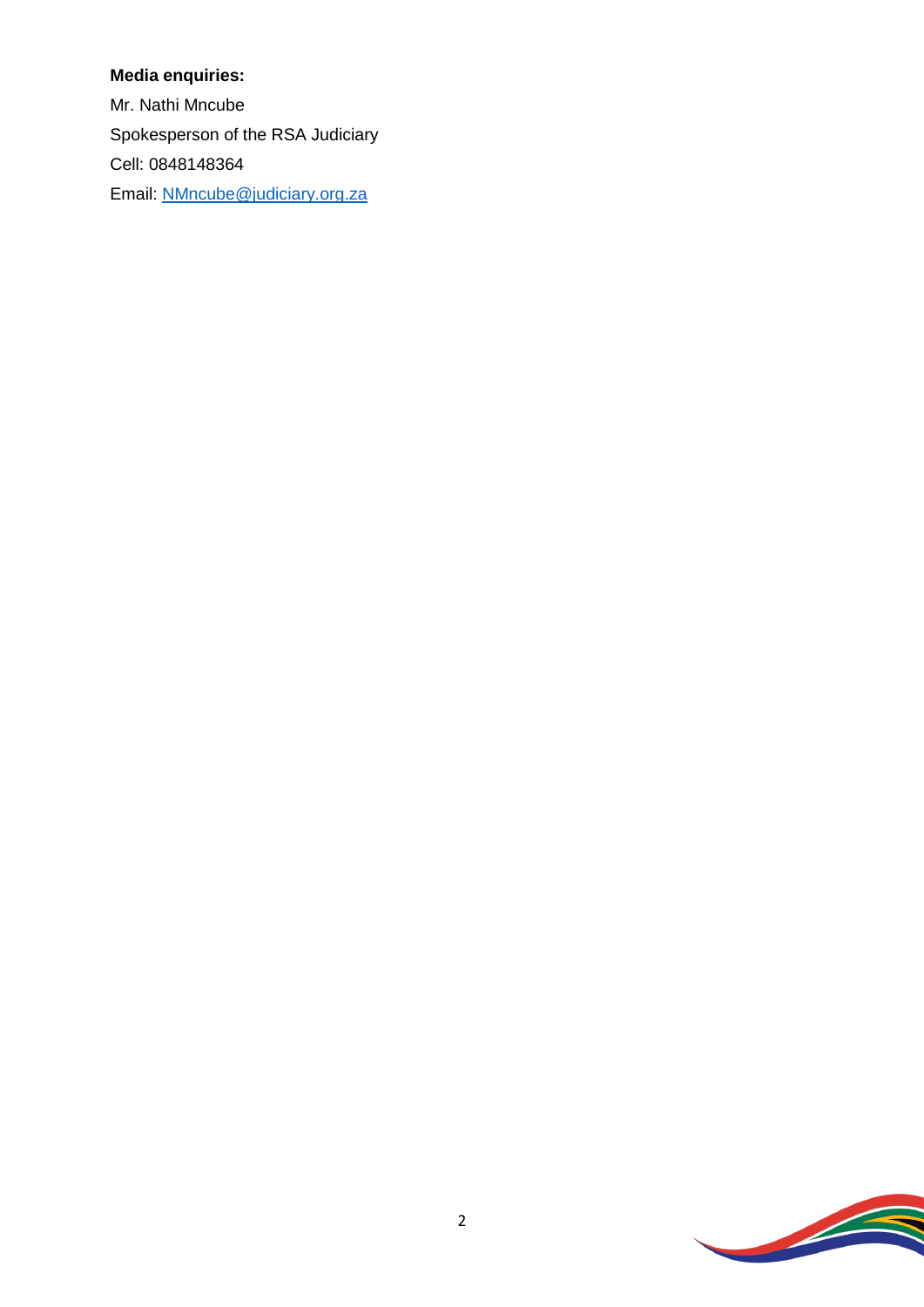**Media enquiries:**

Mr. Nathi Mncube

Spokesperson of the RSA Judiciary

Cell: 0848148364

Email: NMncube@judiciary.org.za